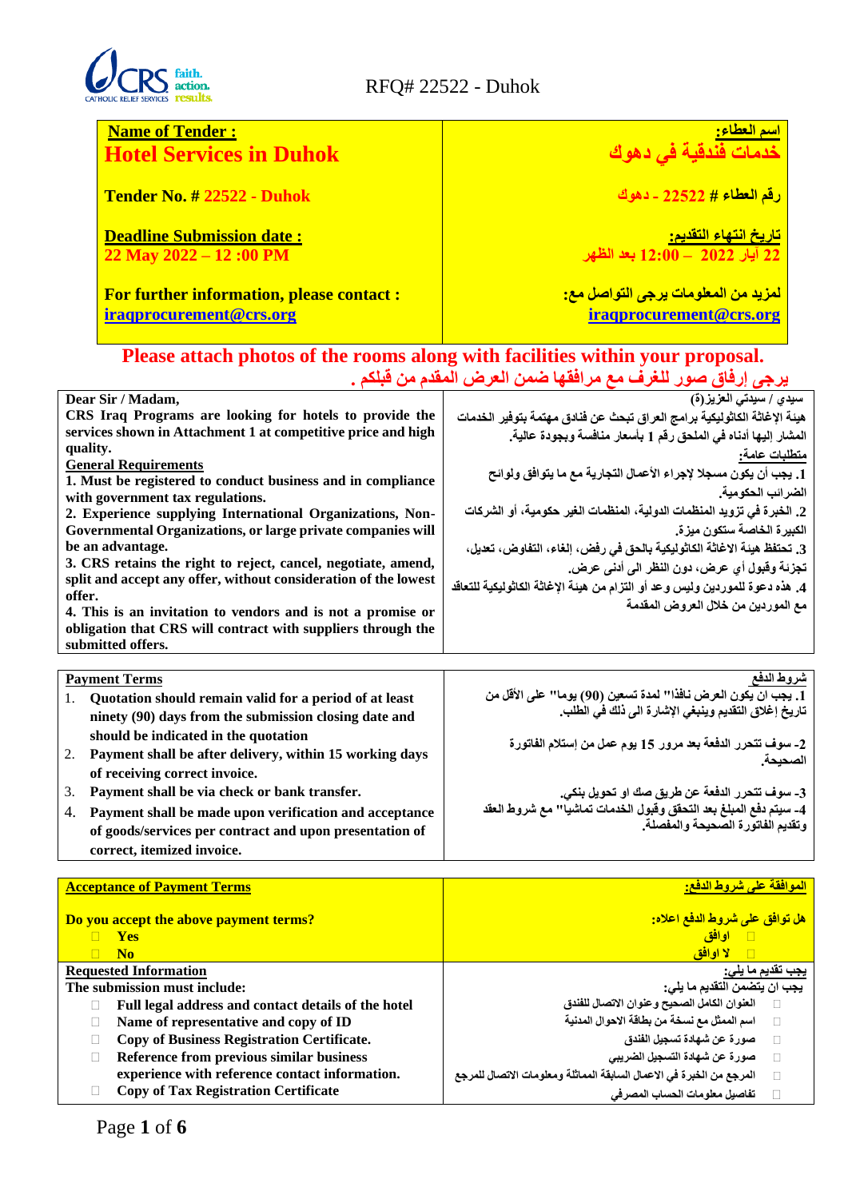RFQ# 22522 - Duhok

| Name of Tender : | اسم العطاء: |
|---|---|
| **Hotel Services in Duhok** | **خدمات فندقية في دهوك** |
| **Tender No. # 22522 - Duhok** | **رقم العطاء # 22522 - دهوك** |
| **Deadline Submission date :** 22 May 2022 – 12 :00 PM | **تاريخ انتهاء التقديم:** 22 آيار 2022 – 12:00 بعد الظهر |
| **For further information, please contact :** iraqprocurement@crs.org | **لمزيد من المعلومات يرجى التواصل مع:** iraqprocurement@crs.org |

**Please attach photos of the rooms along with facilities within your proposal.**

**يرجى إرفاق صور للغرف مع مرافقها ضمن العرض المقدم من قبلكم .**

| | |
|---|---|
| **Dear Sir / Madam,**<br>**CRS Iraq Programs are looking for hotels to provide the services shown in Attachment 1 at competitive price and high quality.**<br>**General Requirements**<br>**1. Must be registered to conduct business and in compliance with government tax regulations.**<br>**2. Experience supplying International Organizations, Non-Governmental Organizations, or large private companies will be an advantage.**<br>**3. CRS retains the right to reject, cancel, negotiate, amend, split and accept any offer, without consideration of the lowest offer.**<br>**4. This is an invitation to vendors and is not a promise or obligation that CRS will contract with suppliers through the submitted offers.** | سيدي / سيدتي العزيز(ة)<br>هيئة الإغاثة الكاثوليكية برامج العراق تبحث عن فنادق مهتمة بتوفير الخدمات المشار اليها أدناه في الملحق رقم 1 بأسعار منافسة وبجودة عالية.<br>متطلبات عامة:<br>1. يجب أن يكون مسجلا لإجراء الأعمال التجارية مع ما يتوافق ولوائح الضرائب الحكومية.<br>2. الخبرة في تزويد المنظمات الدولية، المنظمات الغير حكومية، أو الشركات الكبيرة الخاصة ستكون ميزة.<br>3. تحتفظ هيئة الاغاثة الكاثوليكية بالحق في رفض، إلغاء، التفاوض، تعديل، تجزئة وقبول أي عرض، دون النظر الى أدنى عرض.<br>4. هذه دعوة للموردين وليس وعد أو التزام من هيئة الإغاثة الكاثوليكية للتعاقد مع الموردين من خلال العروض المقدمة |

| | |
|---|---|
| **Payment Terms**<br>1. **Quotation should remain valid for a period of at least ninety (90) days from the submission closing date and should be indicated in the quotation**<br>2. **Payment shall be after delivery, within 15 working days of receiving correct invoice.**<br>3. **Payment shall be via check or bank transfer.**<br>4. **Payment shall be made upon verification and acceptance of goods/services per contract and upon presentation of correct, itemized invoice.** | شروط الدفع<br>1. يجب ان يكون العرض نافذا" لمدة تسعين (90) يوما" على الأقل من تاريخ إغلاق التقديم وينبغي الإشارة الى ذلك في الطلب.<br>2- سوف تتحرر الدفعة بعد مرور 15 يوم عمل من إستلام الفاتورة الصحيحة.<br>3- سوف تتحرر الدفعة عن طريق صك او تحويل بنكي.<br>4- سيتم دفع المبلغ بعد التحقق وقبول الخدمات تماشيا" مع شروط العقد وتقديم الفاتورة الصحيحة والمفصلة. |

| | |
|---|---|
| **Acceptance of Payment Terms**<br>**Do you accept the above payment terms?**<br>☐ **Yes**<br>☐ **No** | **الموافقة على شروط الدفع:**<br>**هل توافق على شروط الدفع اعلاه:**<br>☐ **اوافق**<br>☐ **لا اوافق** |
| **Requested Information**<br>The submission must include:<br>☐ **Full legal address and contact details of the hotel**<br>☐ **Name of representative and copy of ID**<br>☐ **Copy of Business Registration Certificate.**<br>☐ **Reference from previous similar business experience with reference contact information.**<br>☐ **Copy of Tax Registration Certificate** | **يجب تقديم ما يلي:**<br>يجب ان يتضمن التقديم ما يلي:<br>☐ العنوان الكامل الصحيح وعنوان الاتصال للفندق<br>☐ اسم الممثل مع نسخة من بطاقة الاحوال المدنية<br>☐ صورة عن شهادة تسجيل الفندق<br>☐ صورة عن شهادة التسجيل الضريبي<br>☐ المرجع من الخبرة في الاعمال السابقة المماثلة ومعلومات الاتصال للمرجع<br>☐ تفاصيل معلومات الحساب المصرفي |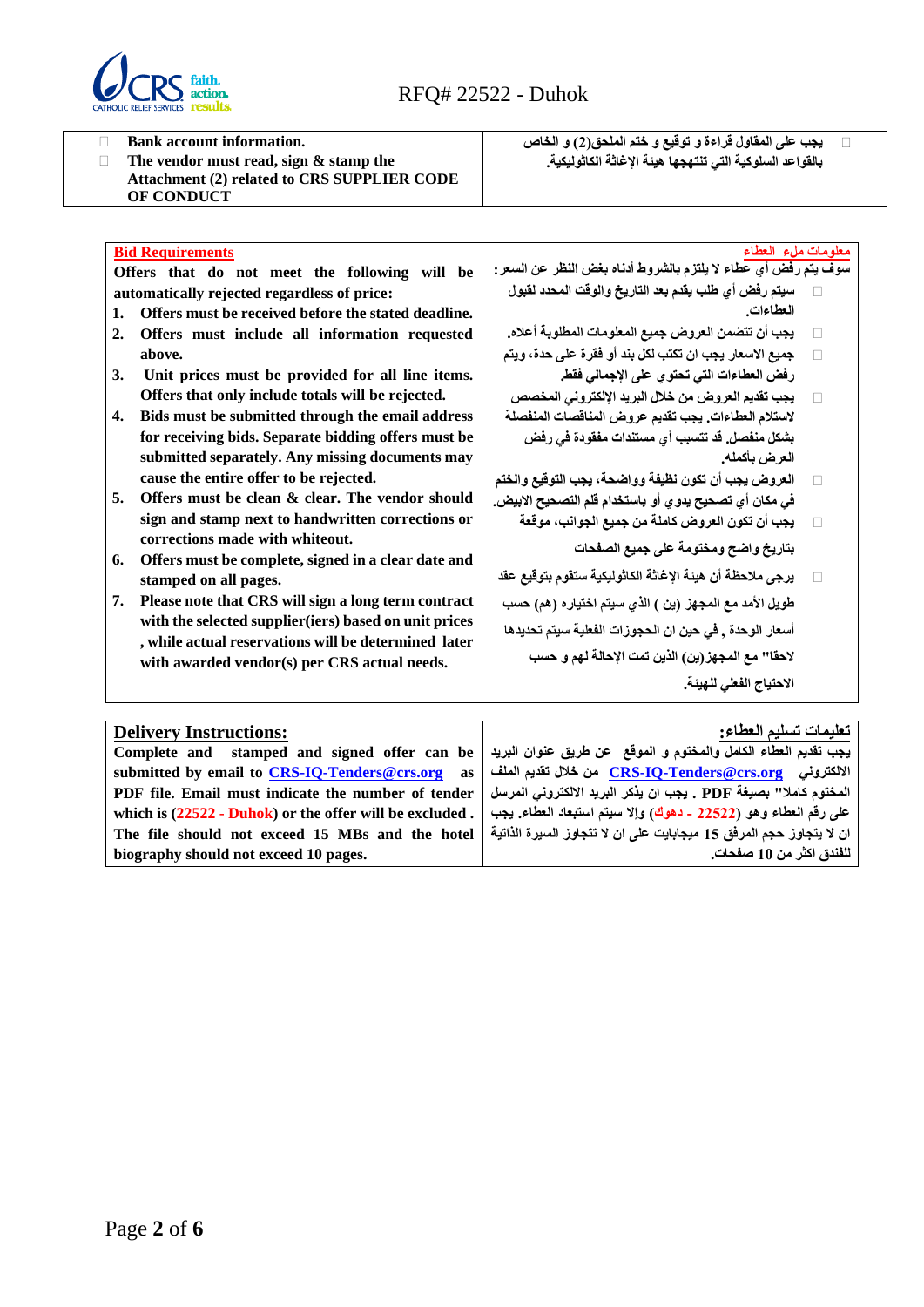| | |
|---|---|
| □ **Bank account information.**<br>□ **The vendor must read, sign & stamp the Attachment (2) related to CRS SUPPLIER CODE OF CONDUCT** | □ **يجب على المقاول قراءة و توقيع و ختم الملحق(2) و الخاص بالقواعد السلوكية التي تنتهجها هيئة الإغاثة الكاثوليكية.** |

| | |
|---|---|
| **Bid Requirements**<br>**Offers that do not meet the following will be automatically rejected regardless of price:**<br>**1. Offers must be received before the stated deadline.**<br>**2. Offers must include all information requested above.**<br>**3. Unit prices must be provided for all line items. Offers that only include totals will be rejected.**<br>**4. Bids must be submitted through the email address for receiving bids. Separate bidding offers must be submitted separately. Any missing documents may cause the entire offer to be rejected.**<br>**5. Offers must be clean & clear. The vendor should sign and stamp next to handwritten corrections or corrections made with whiteout.**<br>**6. Offers must be complete, signed in a clear date and stamped on all pages.**<br>**7. Please note that CRS will sign a long term contract with the selected supplier(iers) based on unit prices , while actual reservations will be determined later with awarded vendor(s) per CRS actual needs.** | **معلومات ملء العطاء**<br>**سوف يتم رفض أي عطاء لا يلتزم بالشروط أدناه بغض النظر عن السعر:**<br>□ **سيتم رفض أي طلب يقدم بعد التاريخ والوقت المحدد لقبول العطاءات.**<br>□ **يجب أن تتضمن العروض جميع المعلومات المطلوبة أعلاه.**<br>□ **جميع الاسعار يجب ان تكتب لكل بند أو فقرة على حدة، ويتم رفض العطاءات التي تحتوي على الإجمالي فقط.**<br>□ **يجب تقديم العروض من خلال البريد الإلكتروني المخصص لاستلام العطاءات. يجب تقديم عروض المناقصات المنفصلة بشكل منفصل. قد تتسبب أي مستندات مفقودة في رفض العرض بأكمله.**<br>□ **العروض يجب أن تكون نظيفة وواضحة، يجب التوقيع والختم في مكان أي تصحيح يدوي أو باستخدام قلم التصحيح الابيض.**<br>□ **يجب أن تكون العروض كاملة من جميع الجوانب، موقعة بتاريخ واضح ومختومة على جميع الصفحات**<br>□ **يرجى ملاحظة أن هيئة الإغاثة الكاثوليكية ستقوم بتوقيع عقد طويل الأمد مع المجهز (ين ) الذي سيتم اختياره (هم) حسب أسعار الوحدة , في حين ان الحجوزات الفعلية سيتم تحديدها لاحقا" مع المجهز(ين) الذين تمت الإحالة لهم و حسب الاحتياج الفعلي للهيئة.** |

| | |
|---|---|
| **Delivery Instructions:**<br>**Complete and stamped and signed offer can be submitted by email to CRS-IQ-Tenders@crs.org as PDF file. Email must indicate the number of tender which is (22522 - Duhok) or the offer will be excluded . The file should not exceed 15 MBs and the hotel biography should not exceed 10 pages.** | **تعليمات تسليم العطاء:**<br>**يجب تقديم العطاء الكامل والمختوم و الموقع عن طريق عنوان البريد الالكتروني CRS-IQ-Tenders@crs.org من خلال تقديم الملف المختوم كاملا" بصيغة PDF . يجب ان يذكر البريد الالكتروني المرسل على رقم العطاء وهو (22522 - دهوك) والا سيتم استبعاد العطاء. يجب ان لا يتجاوز حجم المرفق 15 ميجابايت على ان لا تتجاوز السيرة الذاتية للفندق اكثر من 10 صفحات.** |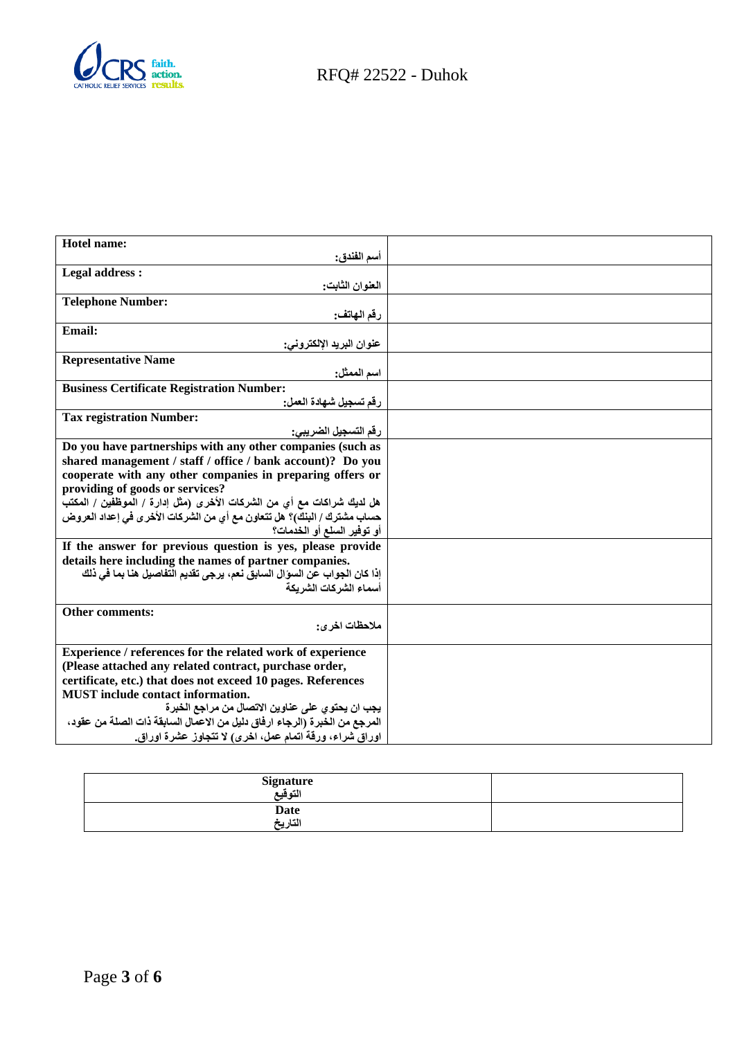| Hotel name: أسم الفندق: | |
|---|---|
| Legal address : العنوان الثابت: | |
| Telephone Number: رقم الهاتف: | |
| Email: عنوان البريد الإلكتروني: | |
| Representative Name اسم الممثل: | |
| Business Certificate Registration Number: رقم تسجيل شهادة العمل: | |
| Tax registration Number: رقم التسجيل الضريبي: | |
| Do you have partnerships with any other companies (such as shared management / staff / office / bank account)? Do you cooperate with any other companies in preparing offers or providing of goods or services? هل لديك شراكات مع أي من الشركات الأخرى (مثل إدارة / الموظفين / المكتب حساب مشترك / البنك)؟ هل تتعاون مع أي من الشركات الأخرى في إعداد العروض أو توفير السلع أو الخدمات؟ | |
| If the answer for previous question is yes, please provide details here including the names of partner companies. إذا كان الجواب عن السؤال السابق نعم، يرجى تقديم التفاصيل هنا بما في ذلك أسماء الشركات الشريكة | |
| Other comments: ملاحظات اخرى: | |
| Experience / references for the related work of experience (Please attached any related contract, purchase order, certificate, etc.) that does not exceed 10 pages. References MUST include contact information. يجب ان يحتوي على عناوين الاتصال من مراجع الخبرة المرجع من الخبرة (الرجاء ارفاق دليل من الاعمال السابقة ذات الصلة من عقود، اوراق شراء، ورقة اتمام عمل، اخرى) لا تتجاوز عشرة اوراق. | |

| Signature التوقيع | |
|---|---|
| Date التاريخ | |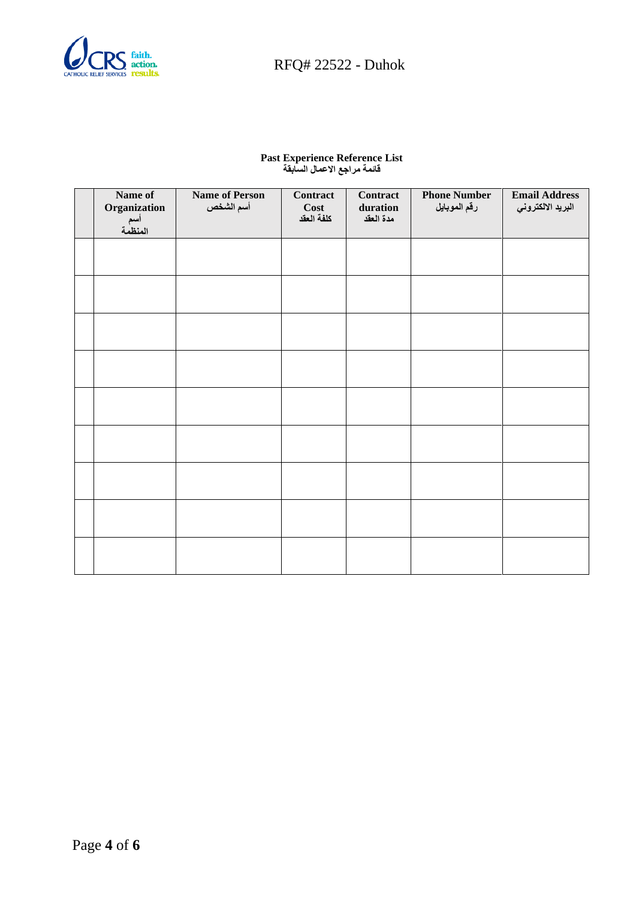**Past Experience Reference List**
**قائمة مراجع الاعمال السابقة**

| | Name of Organization أسم المنظمة | Name of Person أسم الشخص | Contract Cost كلفة العقد | Contract duration مدة العقد | Phone Number رقم الموبايل | Email Address البريد الالكتروني |
|---|---|---|---|---|---|---|
| | | | | | | |
| | | | | | | |
| | | | | | | |
| | | | | | | |
| | | | | | | |
| | | | | | | |
| | | | | | | |
| | | | | | | |
| | | | | | | |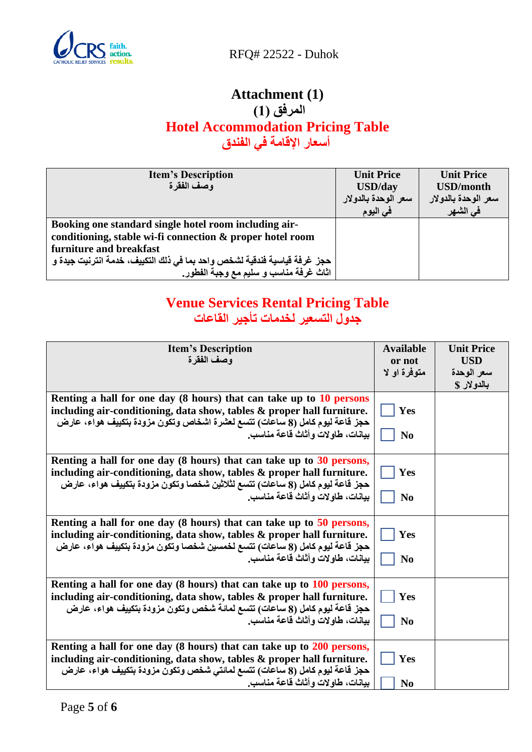# Attachment (1)
# المرفق (1)

## Hotel Accommodation Pricing Table
## أسعار الإقامة في الفندق

| Item's Description<br>وصف الفقرة | Unit Price USD/day<br>سعر الوحدة بالدولار في اليوم | Unit Price USD/month<br>سعر الوحدة بالدولار في الشهر |
|---|---|---|
| **Booking one standard single hotel room including air-conditioning, stable wi-fi connection & proper hotel room furniture and breakfast**<br>**حجز غرفة قياسية فندقية لشخص واحد بما في ذلك التكييف، خدمة انترنيت جيدة و اثاث غرفة مناسب و سليم مع وجبة الفطور.** | | |

## Venue Services Rental Pricing Table
## جدول التسعير لخدمات تأجير القاعات

| Item's Description<br>وصف الفقرة | Available or not<br>متوفرة او لا | Unit Price USD<br>سعر الوحدة بالدولار $ |
|---|---|---|
| **Renting a hall for one day (8 hours) that can take up to 10 persons including air-conditioning, data show, tables & proper hall furniture.**<br>**حجز قاعة ليوم كامل (8 ساعات) تتسع لعشرة اشخاص وتكون مزودة بتكييف هواء، عارض بيانات، طاولات وأثاث قاعة مناسب.** | ☐ Yes<br>☐ No | |
| **Renting a hall for one day (8 hours) that can take up to 30 persons, including air-conditioning, data show, tables & proper hall furniture.**<br>**حجز قاعة ليوم كامل (8 ساعات) تتسع لثلاثين شخصا وتكون مزودة بتكييف هواء، عارض بيانات، طاولات وأثاث قاعة مناسب.** | ☐ Yes<br>☐ No | |
| **Renting a hall for one day (8 hours) that can take up to 50 persons, including air-conditioning, data show, tables & proper hall furniture.**<br>**حجز قاعة ليوم كامل (8 ساعات) تتسع لخمسين شخصا وتكون مزودة بتكييف هواء، عارض بيانات، طاولات وأثاث قاعة مناسب.** | ☐ Yes<br>☐ No | |
| **Renting a hall for one day (8 hours) that can take up to 100 persons, including air-conditioning, data show, tables & proper hall furniture.**<br>**حجز قاعة ليوم كامل (8 ساعات) تتسع لمائة شخص وتكون مزودة بتكييف هواء، عارض بيانات، طاولات وأثاث قاعة مناسب.** | ☐ Yes<br>☐ No | |
| **Renting a hall for one day (8 hours) that can take up to 200 persons, including air-conditioning, data show, tables & proper hall furniture.**<br>**حجز قاعة ليوم كامل (8 ساعات) تتسع لمائتي شخص وتكون مزودة بتكييف هواء، عارض بيانات، طاولات وأثاث قاعة مناسب.** | ☐ Yes<br>☐ No | |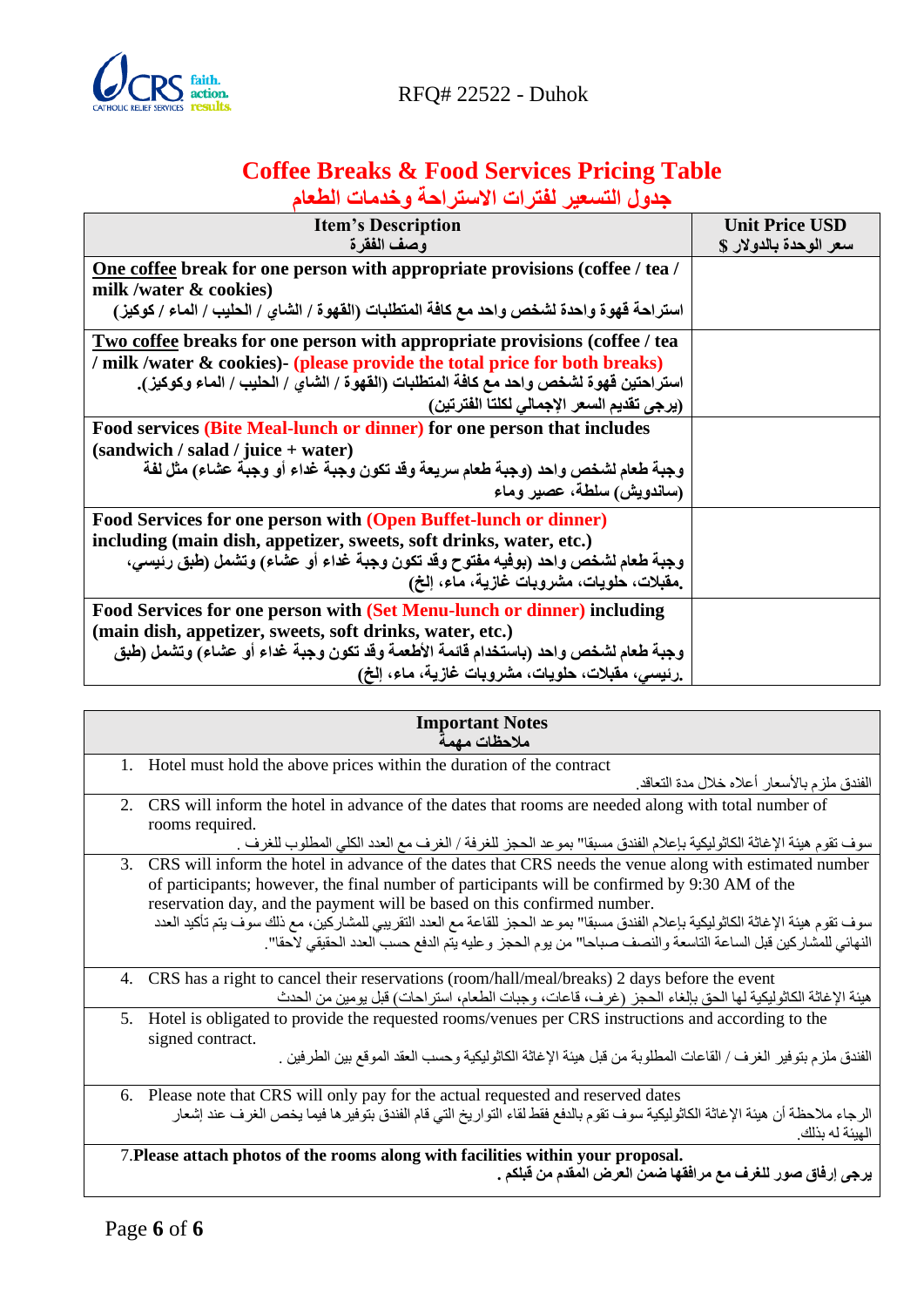# Coffee Breaks & Food Services Pricing Table
# جدول التسعير لفترات الاستراحة وخدمات الطعام

| Item's Description<br>وصف الفقرة | Unit Price USD<br>سعر الوحدة بالدولار $ |
|---|---|
| **One coffee break for one person with appropriate provisions (coffee / tea / milk /water & cookies)**<br>**استراحة قهوة واحدة لشخص واحد مع كافة المتطلبات (القهوة / الشاي / الحليب / الماء / كوكيز)** | |
| **Two coffee breaks for one person with appropriate provisions (coffee / tea / milk /water & cookies)- (please provide the total price for both breaks)**<br>**استراحتين قهوة لشخص واحد مع كافة المتطلبات (القهوة / الشاي / الحليب / الماء وكوكيز).**<br>**(يرجى تقديم السعر الإجمالي لكلتا الفترتين)** | |
| **Food services (Bite Meal-lunch or dinner) for one person that includes (sandwich / salad / juice + water)**<br>**وجبة طعام لشخص واحد (وجبة طعام سريعة وقد تكون وجبة غداء أو وجبة عشاء) مثل لفة (ساندويش) سلطة، عصير وماء** | |
| **Food Services for one person with (Open Buffet-lunch or dinner) including (main dish, appetizer, sweets, soft drinks, water, etc.)**<br>**وجبة طعام لشخص واحد (بوفيه مفتوح وقد تكون وجبة غداء أو عشاء) وتشمل (طبق رئيسي، مقبلات، حلويات، مشروبات غازية، ماء، إلخ).** | |
| **Food Services for one person with (Set Menu-lunch or dinner) including (main dish, appetizer, sweets, soft drinks, water, etc.)**<br>**وجبة طعام لشخص واحد (باستخدام قائمة الأطعمة وقد تكون وجبة غداء أو عشاء) وتشمل (طبق رئيسي، مقبلات، حلويات، مشروبات غازية، ماء، إلخ).** | |

| Important Notes<br>ملاحظات مهمة |
|---|
| 1. Hotel must hold the above prices within the duration of the contract<br>الفندق ملزم بالأسعار أعلاه خلال مدة التعاقد. |
| 2. CRS will inform the hotel in advance of the dates that rooms are needed along with total number of rooms required.<br>سوف تقوم هيئة الإغاثة الكاثوليكية بإعلام الفندق مسبقا" بموعد الحجز للغرفة / الغرف مع العدد الكلي المطلوب للغرف . |
| 3. CRS will inform the hotel in advance of the dates that CRS needs the venue along with estimated number of participants; however, the final number of participants will be confirmed by 9:30 AM of the reservation day, and the payment will be based on this confirmed number.<br>سوف تقوم هيئة الإغاثة الكاثوليكية بإعلام الفندق مسبقا" بموعد الحجز للقاعة مع العدد التقريبي للمشاركين، مع ذلك سوف يتم تأكيد العدد النهائي للمشاركين قبل الساعة التاسعة والنصف صباحا" من يوم الحجز وعليه يتم الدفع حسب العدد الحقيقي لاحقا". |
| 4. CRS has a right to cancel their reservations (room/hall/meal/breaks) 2 days before the event<br>هيئة الإغاثة الكاثوليكية لها الحق بإلغاء الحجز (غرف، قاعات، وجبات الطعام، استراحات) قبل يومين من الحدث |
| 5. Hotel is obligated to provide the requested rooms/venues per CRS instructions and according to the signed contract.<br>الفندق ملزم بتوفير الغرف / القاعات المطلوبة من قبل هيئة الإغاثة الكاثوليكية وحسب العقد الموقع بين الطرفين . |
| 6. Please note that CRS will only pay for the actual requested and reserved dates<br>الرجاء ملاحظة أن هيئة الإغاثة الكاثوليكية سوف تقوم بالدفع فقط لقاء التواريخ التي قام الفندق بتوفيرها فيما يخص الغرف عند إشعار الهيئة له بذلك. |
| 7. **Please attach photos of the rooms along with facilities within your proposal.**<br>**يرجى إرفاق صور للغرف مع مرافقها ضمن العرض المقدم من قبلكم .** |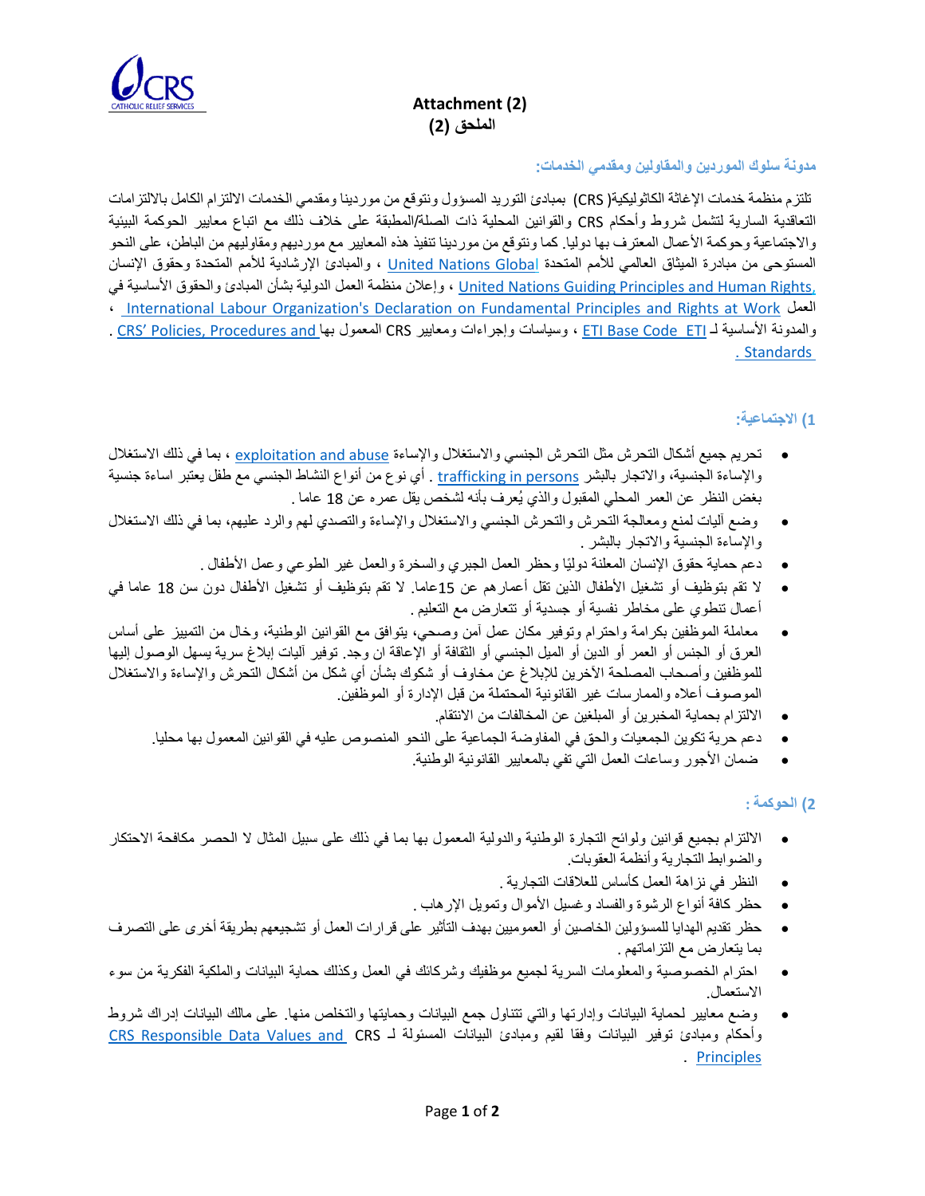**Attachment (2)**

**الملحق (2)**

### مدونة سلوك الموردين والمقاولين ومقدمي الخدمات:

تلتزم منظمة خدمات الإغاثة الكاثوليكية( CRS) بمبادئ التوريد المسؤول ونتوقع من موردينا ومقدمي الخدمات الالتزام الكامل بالالتزامات التعاقدية السارية لتشمل شروط وأحكام CRS والقوانين المحلية ذات الصلة/المطبقة على خلاف ذلك مع اتباع معايير الحوكمة البيئية والاجتماعية وحوكمة الأعمال المعترف بها دوليا. كما ونتوقع من موردينا تنفيذ هذه المعايير مع مورديهم ومقاوليهم من الباطن، على النحو المستوحى من مبادرة الميثاق العالمي للأمم المتحدة United Nations Global ، والمبادئ الإرشادية للأمم المتحدة وحقوق الإنسان United Nations Guiding Principles and Human Rights ، وإعلان منظمة العمل الدولية بشأن المبادئ والحقوق الأساسية في العمل International Labour Organization's Declaration on Fundamental Principles and Rights at Work ، والمدونة الأساسية لـ ETI Base Code ETI ، وسياسات وإجراءات ومعايير CRS المعمول بها CRS' Policies, Procedures and Standards .

### 1) الاجتماعية:

- تحريم جميع أشكال التحرش مثل التحرش الجنسي والاستغلال والإساءة exploitation and abuse ، بما في ذلك الاستغلال والإساءة الجنسية، والاتجار بالبشر trafficking in persons . أي نوع من أنواع النشاط الجنسي مع طفل يعتبر اساءة جنسية بغض النظر عن العمر المحلي المقبول والذي يُعرف بأنه لشخص يقل عمره عن 18 عاما .
- وضع آليات لمنع ومعالجة التحرش والتحرش الجنسي والاستغلال والإساءة والتصدي لهم والرد عليهم، بما في ذلك الاستغلال والإساءة الجنسية والاتجار بالبشر .
- دعم حماية حقوق الإنسان المعلنة دوليًا وحظر العمل الجبري والسخرة والعمل غير الطوعي وعمل الأطفال .
- لا تقم بتوظيف أو تشغيل الأطفال الذين تقل أعمارهم عن 15عاما. لا تقم بتوظيف أو تشغيل الأطفال دون سن 18 عاما في أعمال تنطوي على مخاطر نفسية أو جسدية أو تتعارض مع التعليم .
- معاملة الموظفين بكرامة واحترام وتوفير مكان عمل آمن وصحي، يتوافق مع القوانين الوطنية، وخال من التمييز على أساس العرق أو الجنس أو العمر أو الدين أو الميل الجنسي أو الثقافة أو الإعاقة ان وجد. توفير آليات إبلاغ سرية يسهل الوصول إليها للموظفين وأصحاب المصلحة الآخرين للابلاغ عن مخاوف أو شكوك بشأن أي شكل من أشكال التحرش والإساءة والاستغلال الموصوف أعلاه والممارسات غير القانونية المحتملة من قبل الإدارة أو الموظفين.
- الالتزام بحماية المخبرين أو المبلغين عن المخالفات من الانتقام.
- دعم حرية تكوين الجمعيات والحق في المفاوضة الجماعية على النحو المنصوص عليه في القوانين المعمول بها محليا.
- ضمان الأجور وساعات العمل التي تفي بالمعايير القانونية الوطنية.

### 2) الحوكمة :

- الالتزام بجميع قوانين ولوائح التجارة الوطنية والدولية المعمول بها بما في ذلك على سبيل المثال لا الحصر مكافحة الاحتكار والضوابط التجارية وأنظمة العقوبات.
- النظر في نزاهة العمل كأساس للعلاقات التجارية .
- حظر كافة أنواع الرشوة والفساد وغسيل الأموال وتمويل الإرهاب .
- حظر تقديم الهدايا للمسؤولين الخاصين أو العموميين بهدف التأثير على قرارات العمل أو تشجيعهم بطريقة أخرى على التصرف بما يتعارض مع التزاماتهم .
- احترام الخصوصية والمعلومات السرية لجميع موظفيك وشركائك في العمل وكذلك حماية البيانات والملكية الفكرية من سوء الاستعمال.
- وضع معايير لحماية البيانات وإدارتها والتي تتناول جمع البيانات وحمايتها والتخلص منها. على مالك البيانات إدراك شروط وأحكام ومبادئ توفير البيانات وفقا لقيم ومبادئ البيانات المسؤولة لـ CRS CRS Responsible Data Values and Principles .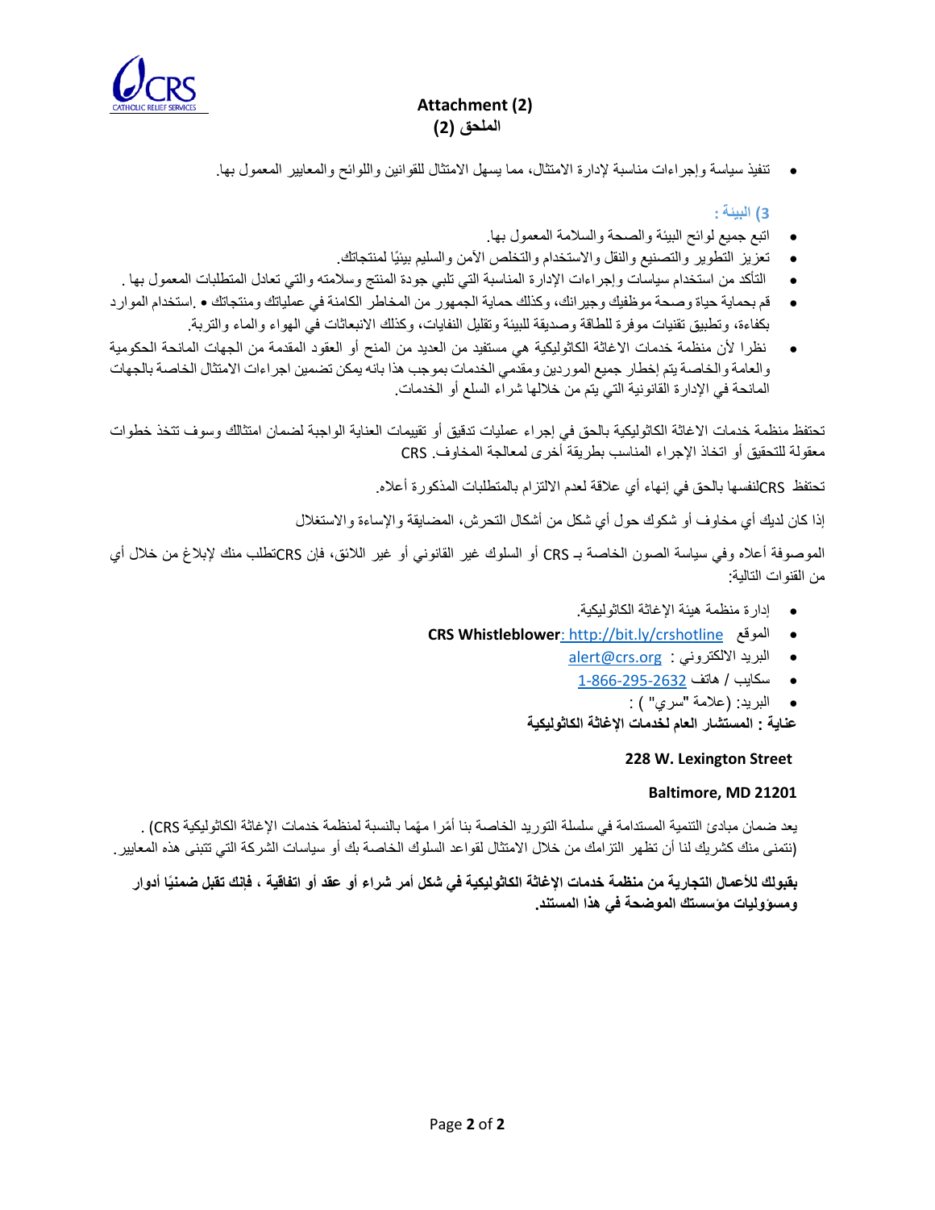**Attachment (2)**
**الملحق (2)**

- تنفيذ سياسة وإجراءات مناسبة لإدارة الامتثال، مما يسهل الامتثال للقوانين واللوائح والمعايير المعمول بها.

### 3) البيئة :

- اتبع جميع لوائح البيئة والصحة والسلامة المعمول بها.
- تعزيز التطوير والتصنيع والنقل والاستخدام والتخلص الآمن والسليم بيئيًا لمنتجاتك.
- التأكد من استخدام سياسات وإجراءات الإدارة المناسبة التي تلبي جودة المنتج وسلامته والتي تعادل المتطلبات المعمول بها .
- قم بحماية حياة وصحة موظفيك وجيرانك، وكذلك حماية الجمهور من المخاطر الكامنة في عملياتك ومنتجاتك • .استخدام الموارد بكفاءة، وتطبيق تقنيات موفرة للطاقة وصديقة للبيئة وتقليل النفايات، وكذلك الانبعاثات في الهواء والماء والتربة.
- نظرا لأن منظمة خدمات الاغاثة الكاثوليكية هي مستفيد من العديد من المنح أو العقود المقدمة من الجهات المانحة الحكومية والعامة والخاصة يتم إخطار جميع الموردين ومقدمي الخدمات بموجب هذا بانه يمكن تضمين اجراءات الامتثال الخاصة بالجهات المانحة في الإدارة القانونية التي يتم من خلالها شراء السلع أو الخدمات.

تحتفظ منظمة خدمات الاغاثة الكاثوليكية بالحق في إجراء عمليات تدقيق أو تقييمات العناية الواجبة لضمان امتثالك وسوف تتخذ خطوات معقولة للتحقيق أو اتخاذ الإجراء المناسب بطريقة أخرى لمعالجة المخاوف. CRS

تحتفظ CRSلنفسها بالحق في إنهاء أي علاقة لعدم الالتزام بالمتطلبات المذكورة أعلاه.

إذا كان لديك أي مخاوف أو شكوك حول أي شكل من أشكال التحرش، المضايقة والإساءة والاستغلال

الموصوفة أعلاه وفي سياسة الصون الخاصة بـ CRS أو السلوك غير القانوني أو غير اللائق، فإن CRSتطلب منك لإبلاغ من خلال أي من القنوات التالية:

- إدارة منظمة هيئة الإغاثة الكاثوليكية.
- الموقع **CRS Whistleblower**: http://bit.ly/crshotline
- البريد الالكتروني : alert@crs.org
- سكايب / هاتف 1-866-295-2632
- البريد: (علامة "سري" ) :

**عناية : المستشار العام لخدمات الإغاثة الكاثوليكية**

**228 W. Lexington Street**

**Baltimore, MD 21201**

يعد ضمان مبادئ التنمية المستدامة في سلسلة التوريد الخاصة بنا أمرًا مهّما بالنسبة لمنظمة خدمات الإغاثة الكاثوليكية CRS) . (نتمنى منك كشريك لنا أن تظهر التزامك من خلال الامتثال لقواعد السلوك الخاصة بك أو سياسات الشركة التي تتبنى هذه المعايير.

**بقبولك للأعمال التجارية من منظمة خدمات الإغاثة الكاثوليكية في شكل أمر شراء أو عقد أو اتفاقية ، فإنك تقبل ضمنيًا أدوار ومسؤوليات مؤسستك الموضحة في هذا المستند.**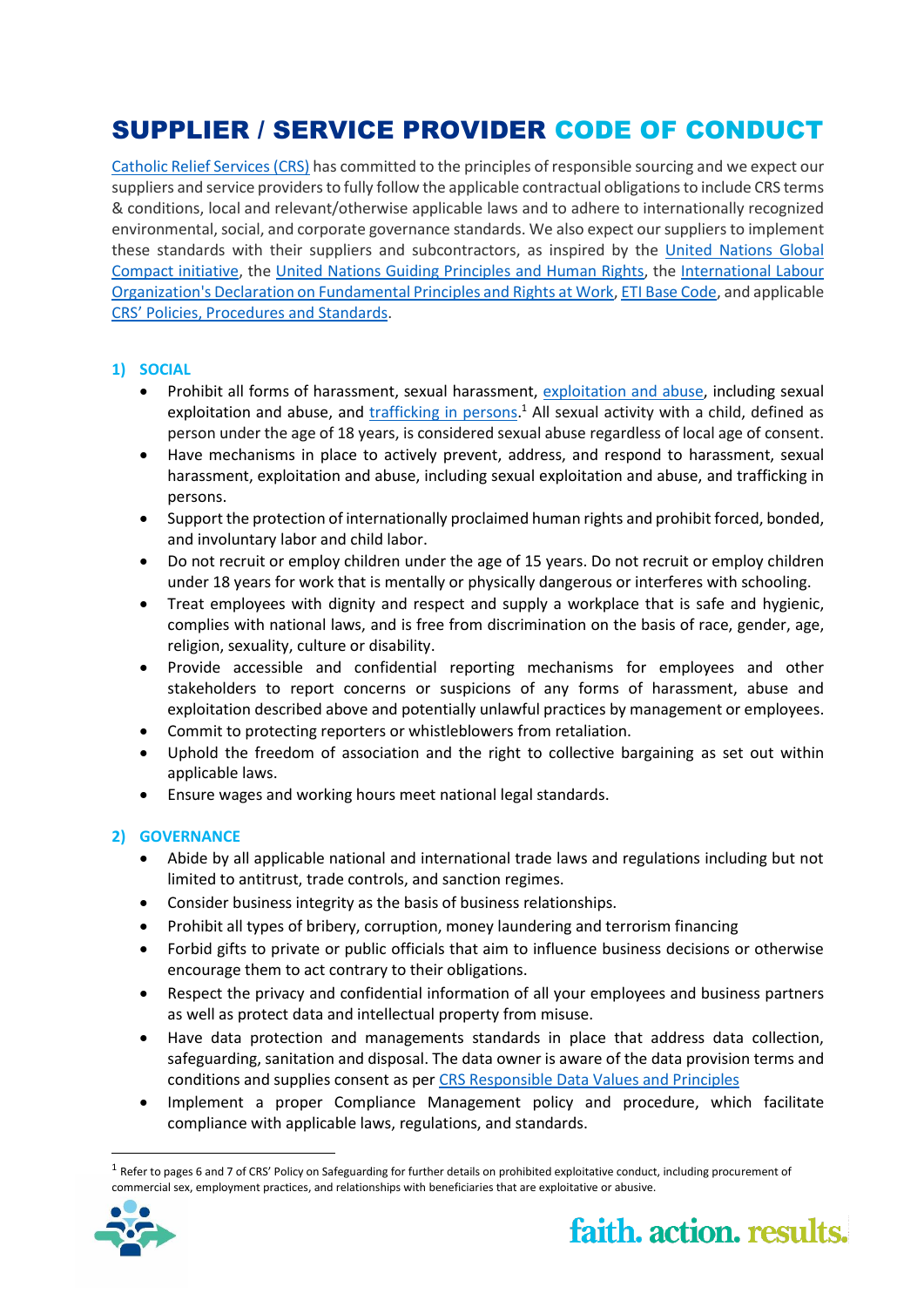# SUPPLIER / SERVICE PROVIDER CODE OF CONDUCT

Catholic Relief Services (CRS) has committed to the principles of responsible sourcing and we expect our suppliers and service providers to fully follow the applicable contractual obligations to include CRS terms & conditions, local and relevant/otherwise applicable laws and to adhere to internationally recognized environmental, social, and corporate governance standards. We also expect our suppliers to implement these standards with their suppliers and subcontractors, as inspired by the United Nations Global Compact initiative, the United Nations Guiding Principles and Human Rights, the International Labour Organization's Declaration on Fundamental Principles and Rights at Work, ETI Base Code, and applicable CRS' Policies, Procedures and Standards.

## 1) SOCIAL

- Prohibit all forms of harassment, sexual harassment, exploitation and abuse, including sexual exploitation and abuse, and trafficking in persons.[1] All sexual activity with a child, defined as person under the age of 18 years, is considered sexual abuse regardless of local age of consent.
- Have mechanisms in place to actively prevent, address, and respond to harassment, sexual harassment, exploitation and abuse, including sexual exploitation and abuse, and trafficking in persons.
- Support the protection of internationally proclaimed human rights and prohibit forced, bonded, and involuntary labor and child labor.
- Do not recruit or employ children under the age of 15 years. Do not recruit or employ children under 18 years for work that is mentally or physically dangerous or interferes with schooling.
- Treat employees with dignity and respect and supply a workplace that is safe and hygienic, complies with national laws, and is free from discrimination on the basis of race, gender, age, religion, sexuality, culture or disability.
- Provide accessible and confidential reporting mechanisms for employees and other stakeholders to report concerns or suspicions of any forms of harassment, abuse and exploitation described above and potentially unlawful practices by management or employees.
- Commit to protecting reporters or whistleblowers from retaliation.
- Uphold the freedom of association and the right to collective bargaining as set out within applicable laws.
- Ensure wages and working hours meet national legal standards.

## 2) GOVERNANCE

- Abide by all applicable national and international trade laws and regulations including but not limited to antitrust, trade controls, and sanction regimes.
- Consider business integrity as the basis of business relationships.
- Prohibit all types of bribery, corruption, money laundering and terrorism financing
- Forbid gifts to private or public officials that aim to influence business decisions or otherwise encourage them to act contrary to their obligations.
- Respect the privacy and confidential information of all your employees and business partners as well as protect data and intellectual property from misuse.
- Have data protection and managements standards in place that address data collection, safeguarding, sanitation and disposal. The data owner is aware of the data provision terms and conditions and supplies consent as per CRS Responsible Data Values and Principles
- Implement a proper Compliance Management policy and procedure, which facilitate compliance with applicable laws, regulations, and standards.

[1] Refer to pages 6 and 7 of CRS' Policy on Safeguarding for further details on prohibited exploitative conduct, including procurement of commercial sex, employment practices, and relationships with beneficiaries that are exploitative or abusive.

faith. action. results.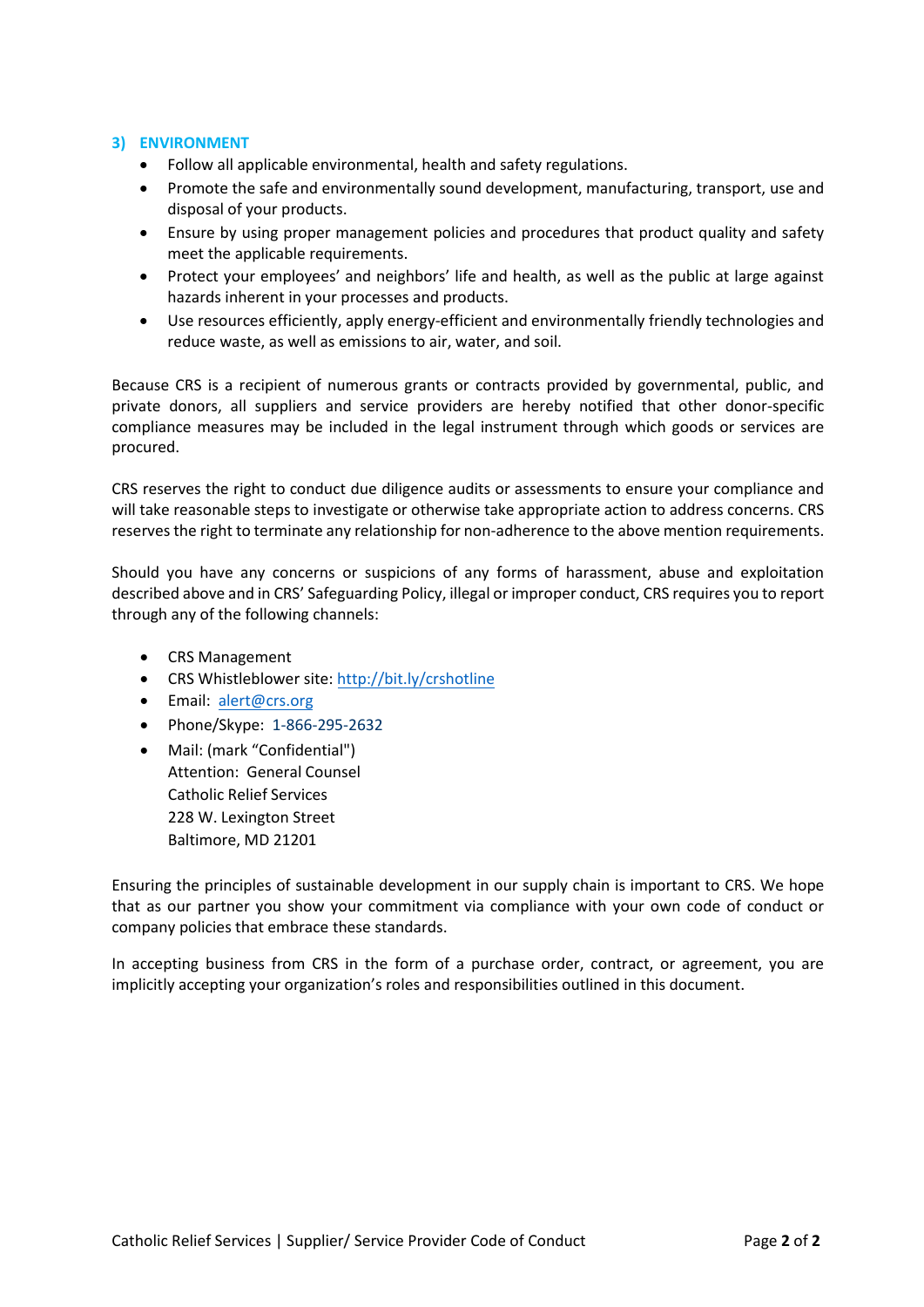## 3) ENVIRONMENT

- Follow all applicable environmental, health and safety regulations.
- Promote the safe and environmentally sound development, manufacturing, transport, use and disposal of your products.
- Ensure by using proper management policies and procedures that product quality and safety meet the applicable requirements.
- Protect your employees' and neighbors' life and health, as well as the public at large against hazards inherent in your processes and products.
- Use resources efficiently, apply energy-efficient and environmentally friendly technologies and reduce waste, as well as emissions to air, water, and soil.

Because CRS is a recipient of numerous grants or contracts provided by governmental, public, and private donors, all suppliers and service providers are hereby notified that other donor-specific compliance measures may be included in the legal instrument through which goods or services are procured.

CRS reserves the right to conduct due diligence audits or assessments to ensure your compliance and will take reasonable steps to investigate or otherwise take appropriate action to address concerns. CRS reserves the right to terminate any relationship for non-adherence to the above mention requirements.

Should you have any concerns or suspicions of any forms of harassment, abuse and exploitation described above and in CRS' Safeguarding Policy, illegal or improper conduct, CRS requires you to report through any of the following channels:

- CRS Management
- CRS Whistleblower site: http://bit.ly/crshotline
- Email: alert@crs.org
- Phone/Skype: 1-866-295-2632
- Mail: (mark "Confidential")  
  Attention: General Counsel  
  Catholic Relief Services  
  228 W. Lexington Street  
  Baltimore, MD 21201

Ensuring the principles of sustainable development in our supply chain is important to CRS. We hope that as our partner you show your commitment via compliance with your own code of conduct or company policies that embrace these standards.

In accepting business from CRS in the form of a purchase order, contract, or agreement, you are implicitly accepting your organization's roles and responsibilities outlined in this document.